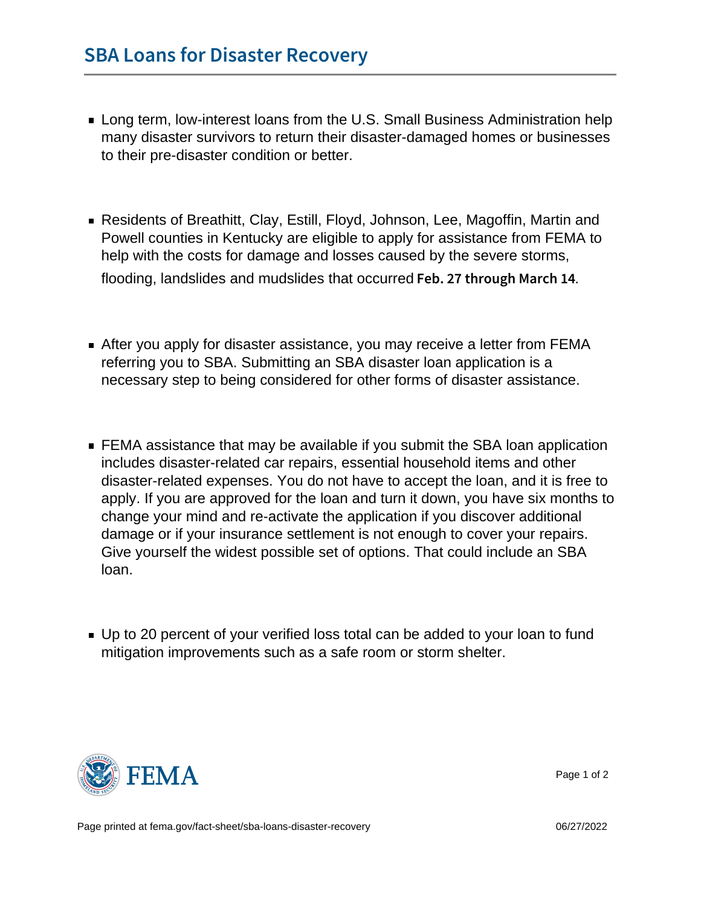## SBA Loans for Disaster Recovery

- Long term, low-interest loans from the U.S. Small Business Administration help many disaster survivors to return their disaster-damaged homes or businesses to their pre-disaster condition or better.

- Residents of Breathitt, Clay, Estill, Floyd, Johnson, Lee, Magoffin, Martin and Powell counties in Kentucky are eligible to apply for assistance from FEMA to help with the costs for damage and losses caused by the severe storms, flooding, landslides and mudslides that occurred Feb. 27 through March 14.

- After you apply for disaster assistance, you may receive a letter from FEMA referring you to SBA. Submitting an SBA disaster loan application is a necessary step to being considered for other forms of disaster assistance.

- FEMA assistance that may be available if you submit the SBA loan application includes disaster-related car repairs, essential household items and other disaster-related expenses. You do not have to accept the loan, and it is free to apply. If you are approved for the loan and turn it down, you have six months to change your mind and re-activate the application if you discover additional damage or if your insurance settlement is not enough to cover your repairs. Give yourself the widest possible set of options. That could include an SBA loan.

- Up to 20 percent of your verified loss total can be added to your loan to fund mitigation improvements such as a safe room or storm shelter.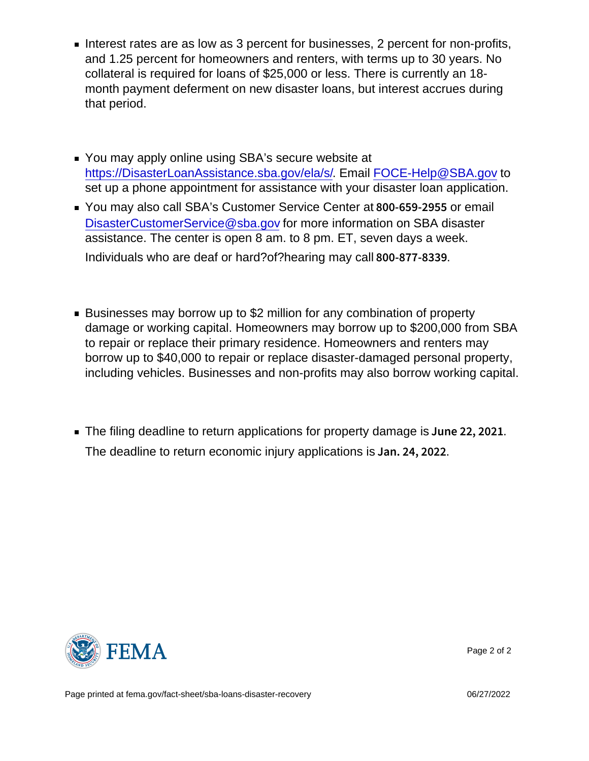- Interest rates are as low as 3 percent for businesses, 2 percent for non-profits, and 1.25 percent for homeowners and renters, with terms up to 30 years. No collateral is required for loans of $25,000 or less. There is currently an 18-month payment deferment on new disaster loans, but interest accrues during that period.

- You may apply online using SBA's secure website at https://DisasterLoanAssistance.sba.gov/ela/s/. Email FOCE-Help@SBA.gov to set up a phone appointment for assistance with your disaster loan application.
- You may also call SBA's Customer Service Center at 800-659-2955 or email DisasterCustomerService@sba.gov for more information on SBA disaster assistance. The center is open 8 am. to 8 pm. ET, seven days a week. Individuals who are deaf or hard?of?hearing may call 800-877-8339.

- Businesses may borrow up to $2 million for any combination of property damage or working capital. Homeowners may borrow up to $200,000 from SBA to repair or replace their primary residence. Homeowners and renters may borrow up to $40,000 to repair or replace disaster-damaged personal property, including vehicles. Businesses and non-profits may also borrow working capital.

- The filing deadline to return applications for property damage is June 22, 2021. The deadline to return economic injury applications is Jan. 24, 2022.